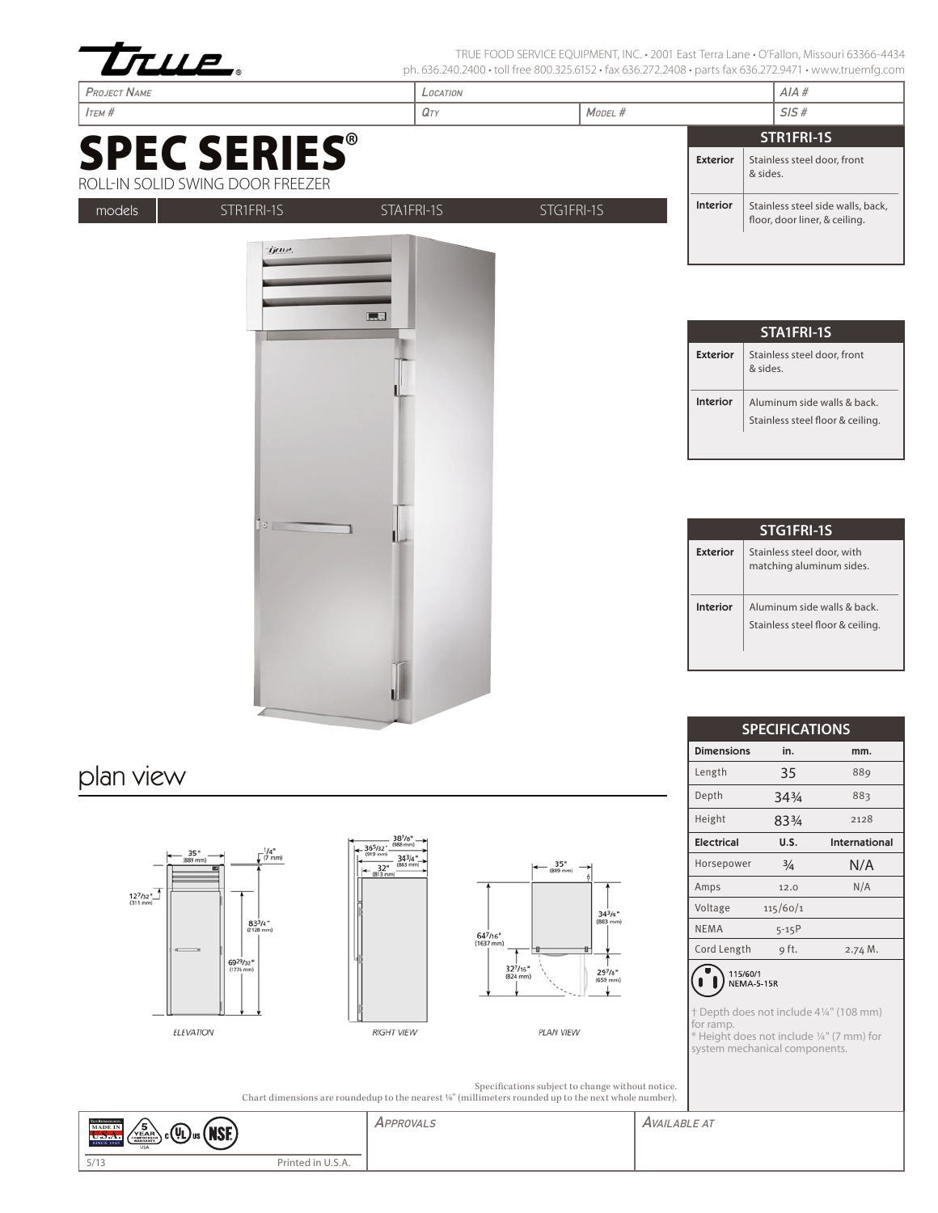TRUE FOOD SERVICE EQUIPMENT, INC. • 2001 East Terra Lane • O'Fallon, Missouri 63366-4434
ph. 636.240.2400 • toll free 800.325.6152 • fax 636.272.2408 • parts fax 636.272.9471 • www.truemfg.com

| *Project Name* | *Location* | | *AIA #* |
|---|---|---|---|
| *Item #* | *Qty* | *Model #* | *SIS #* |

# SPEC SERIES®

ROLL-IN SOLID SWING DOOR FREEZER

| models | STR1FRI-1S | STA1FRI-1S | STG1FRI-1S |
|---|---|---|---|

| STR1FRI-1S | |
|---|---|
| **Exterior** | Stainless steel door, front & sides. |
| **Interior** | Stainless steel side walls, back, floor, door liner, & ceiling. |

| STA1FRI-1S | |
|---|---|
| **Exterior** | Stainless steel door, front & sides. |
| **Interior** | Aluminum side walls & back. Stainless steel floor & ceiling. |

| STG1FRI-1S | |
|---|---|
| **Exterior** | Stainless steel door, with matching aluminum sides. |
| **Interior** | Aluminum side walls & back. Stainless steel floor & ceiling. |

| SPECIFICATIONS | | |
|---|---|---|
| **Dimensions** | **in.** | **mm.** |
| Length | 35 | 889 |
| Depth | 34¾ | 883 |
| Height | 83¾ | 2128 |
| **Electrical** | **U.S.** | **International** |
| Horsepower | ¾ | N/A |
| Amps | 12.0 | N/A |
| Voltage | 115/60/1 | |
| NEMA | 5-15P | |
| Cord Length | 9 ft. | 2.74 M. |

115/60/1
NEMA-5-15R

† Depth does not include 4¼" (108 mm) for ramp.
\* Height does not include ¼" (7 mm) for system mechanical components.

## plan view

ELEVATION: 35" (889 mm); ¼" (7 mm); 12⁷⁄₃₂" (311 mm); 83¾" (2128 mm); 69²⁹⁄₃₂" (1776 mm)

RIGHT VIEW: 38⁷⁄₈" (988 mm); 36⁵⁄₃₂" (919 mm); 34¾" (883 mm); 32" (813 mm)

PLAN VIEW: 35" (889 mm); 34¾" (883 mm); 64⁷⁄₁₆" (1637 mm); 32⁷⁄₁₆" (824 mm); 29⁷⁄₈" (659 mm)

Specifications subject to change without notice.
Chart dimensions are roundedup to the nearest ⅛" (millimeters rounded up to the next whole number).

| | *Approvals* | *Available at* |
|---|---|---|
| 5/13 Printed in U.S.A. | | |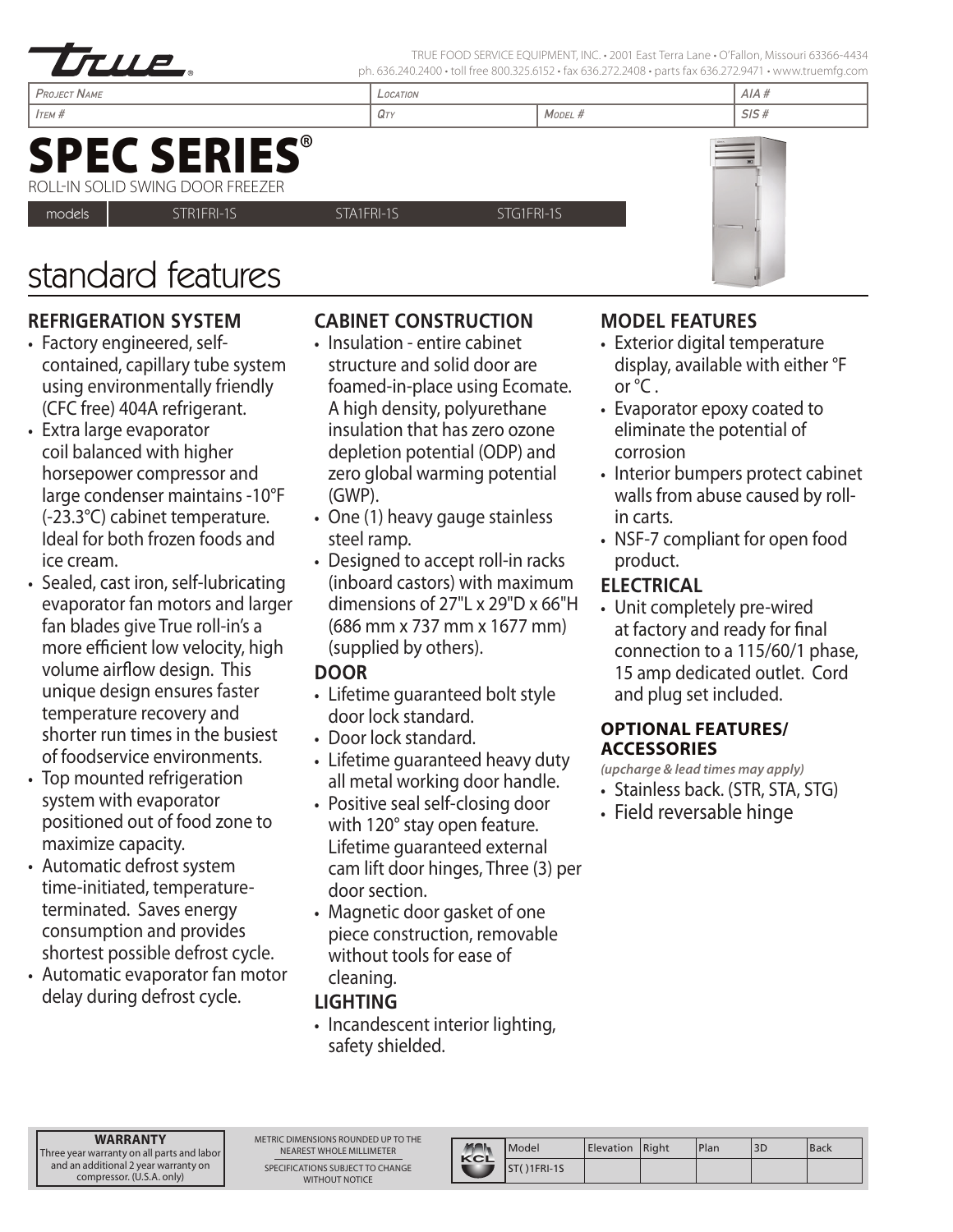TRUE FOOD SERVICE EQUIPMENT, INC. • 2001 East Terra Lane • O'Fallon, Missouri 63366-4434
ph. 636.240.2400 • toll free 800.325.6152 • fax 636.272.2408 • parts fax 636.272.9471 • www.truemfg.com

| Project Name | Location | | AIA # |
|---|---|---|---|
| Item # | Qty | Model # | SIS # |

# SPEC SERIES®

ROLL-IN SOLID SWING DOOR FREEZER

| models | STR1FRI-1S | STA1FRI-1S | STG1FRI-1S |
|---|---|---|---|

## standard features

### REFRIGERATION SYSTEM

- Factory engineered, self-contained, capillary tube system using environmentally friendly (CFC free) 404A refrigerant.
- Extra large evaporator coil balanced with higher horsepower compressor and large condenser maintains -10°F (-23.3°C) cabinet temperature. Ideal for both frozen foods and ice cream.
- Sealed, cast iron, self-lubricating evaporator fan motors and larger fan blades give True roll-in's a more efficient low velocity, high volume airflow design. This unique design ensures faster temperature recovery and shorter run times in the busiest of foodservice environments.
- Top mounted refrigeration system with evaporator positioned out of food zone to maximize capacity.
- Automatic defrost system time-initiated, temperature-terminated. Saves energy consumption and provides shortest possible defrost cycle.
- Automatic evaporator fan motor delay during defrost cycle.

### CABINET CONSTRUCTION

- Insulation - entire cabinet structure and solid door are foamed-in-place using Ecomate. A high density, polyurethane insulation that has zero ozone depletion potential (ODP) and zero global warming potential (GWP).
- One (1) heavy gauge stainless steel ramp.
- Designed to accept roll-in racks (inboard castors) with maximum dimensions of 27"L x 29"D x 66"H (686 mm x 737 mm x 1677 mm) (supplied by others).

### DOOR

- Lifetime guaranteed bolt style door lock standard.
- Door lock standard.
- Lifetime guaranteed heavy duty all metal working door handle.
- Positive seal self-closing door with 120° stay open feature. Lifetime guaranteed external cam lift door hinges, Three (3) per door section.
- Magnetic door gasket of one piece construction, removable without tools for ease of cleaning.

### LIGHTING

- Incandescent interior lighting, safety shielded.

### MODEL FEATURES

- Exterior digital temperature display, available with either °F or °C .
- Evaporator epoxy coated to eliminate the potential of corrosion
- Interior bumpers protect cabinet walls from abuse caused by roll-in carts.
- NSF-7 compliant for open food product.

### ELECTRICAL

- Unit completely pre-wired at factory and ready for final connection to a 115/60/1 phase, 15 amp dedicated outlet. Cord and plug set included.

### OPTIONAL FEATURES/ ACCESSORIES

***(upcharge & lead times may apply)***

- Stainless back. (STR, STA, STG)
- Field reversable hinge

**WARRANTY**
Three year warranty on all parts and labor and an additional 2 year warranty on compressor. (U.S.A. only)

METRIC DIMENSIONS ROUNDED UP TO THE NEAREST WHOLE MILLIMETER

SPECIFICATIONS SUBJECT TO CHANGE WITHOUT NOTICE

| Model | Elevation | Right | Plan | 3D | Back |
|---|---|---|---|---|---|
| ST( )1FRI-1S | | | | | |